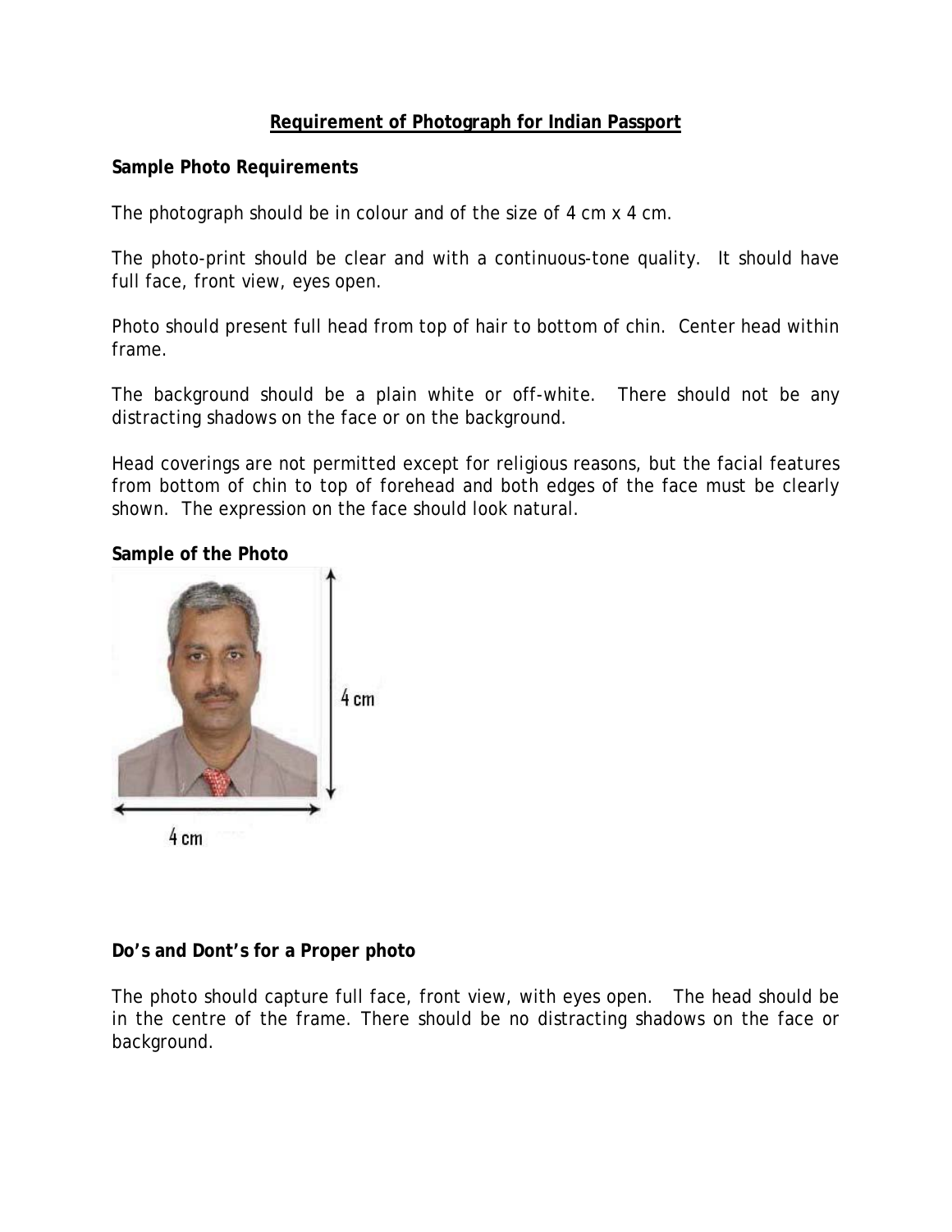# Requirement of Photograph for Indian Passport

**Sample Photo Requirements**

The photograph should be in colour and of the size of 4 cm x 4 cm.

The photo-print should be clear and with a continuous-tone quality. It should have full face, front view, eyes open.

Photo should present full head from top of hair to bottom of chin. Center head within frame.

The background should be a plain white or off-white. There should not be any distracting shadows on the face or on the background.

Head coverings are not permitted except for religious reasons, but the facial features from bottom of chin to top of forehead and both edges of the face must be clearly shown. The expression on the face should look natural.

**Sample of the Photo**

4 cm

4 cm

**Do's and Dont's for a Proper photo**

The photo should capture full face, front view, with eyes open. The head should be in the centre of the frame. There should be no distracting shadows on the face or background.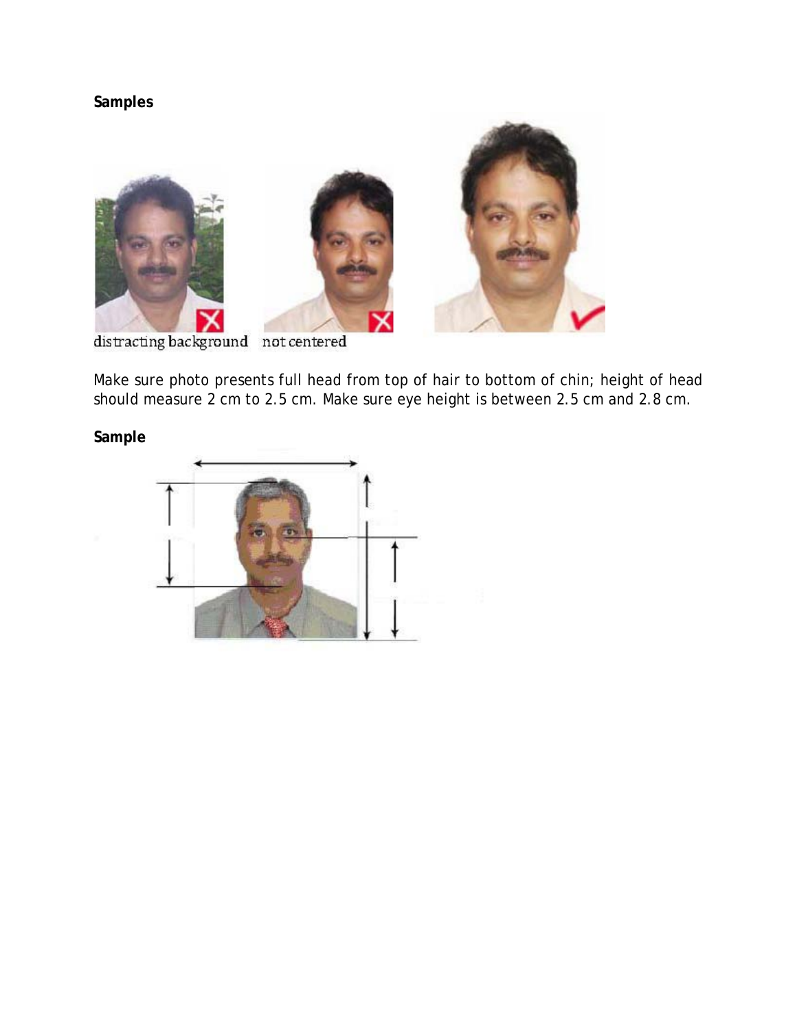**Samples**

distracting background    not centered

Make sure photo presents full head from top of hair to bottom of chin; height of head should measure 2 cm to 2.5 cm. Make sure eye height is between 2.5 cm and 2.8 cm.

**Sample**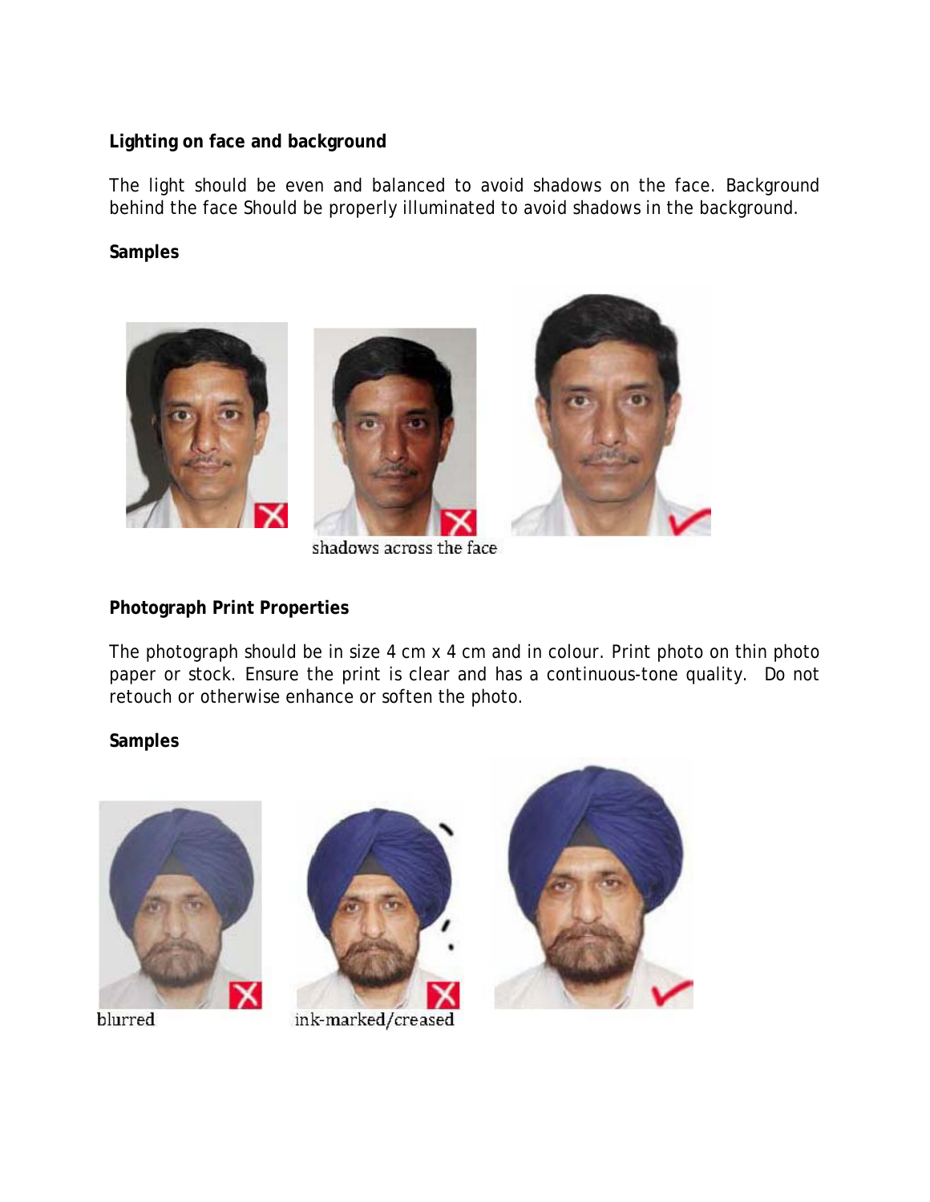**Lighting on face and background**

The light should be even and balanced to avoid shadows on the face. Background behind the face Should be properly illuminated to avoid shadows in the background.

**Samples**

shadows across the face

**Photograph Print Properties**

The photograph should be in size 4 cm x 4 cm and in colour. Print photo on thin photo paper or stock. Ensure the print is clear and has a continuous-tone quality. Do not retouch or otherwise enhance or soften the photo.

**Samples**

blurred

ink-marked/creased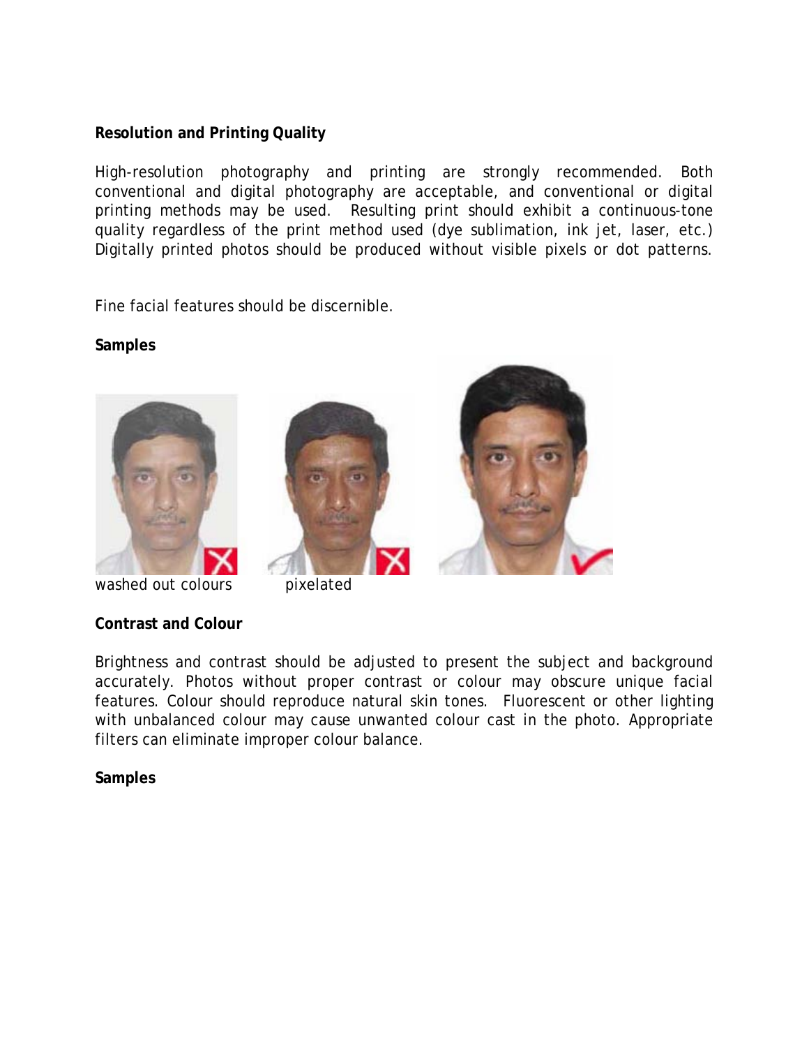**Resolution and Printing Quality**

High-resolution photography and printing are strongly recommended. Both conventional and digital photography are acceptable, and conventional or digital printing methods may be used. Resulting print should exhibit a continuous-tone quality regardless of the print method used (dye sublimation, ink jet, laser, etc.) Digitally printed photos should be produced without visible pixels or dot patterns.

Fine facial features should be discernible.

**Samples**

washed out colours pixelated

**Contrast and Colour**

Brightness and contrast should be adjusted to present the subject and background accurately. Photos without proper contrast or colour may obscure unique facial features. Colour should reproduce natural skin tones. Fluorescent or other lighting with unbalanced colour may cause unwanted colour cast in the photo. Appropriate filters can eliminate improper colour balance.

**Samples**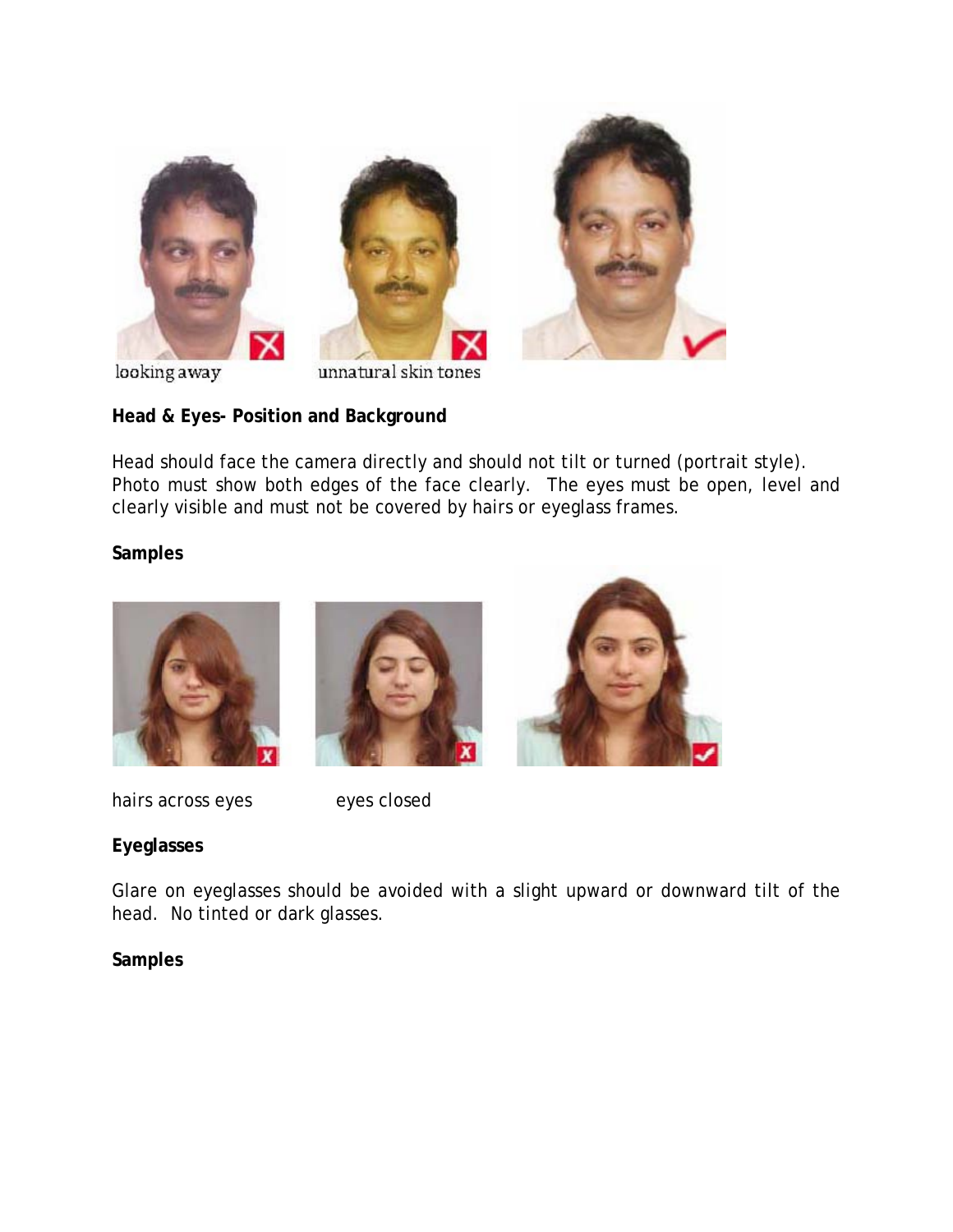looking away unnatural skin tones

**Head & Eyes- Position and Background**

Head should face the camera directly and should not tilt or turned (portrait style). Photo must show both edges of the face clearly. The eyes must be open, level and clearly visible and must not be covered by hairs or eyeglass frames.

**Samples**

hairs across eyes eyes closed

**Eyeglasses**

Glare on eyeglasses should be avoided with a slight upward or downward tilt of the head. No tinted or dark glasses.

**Samples**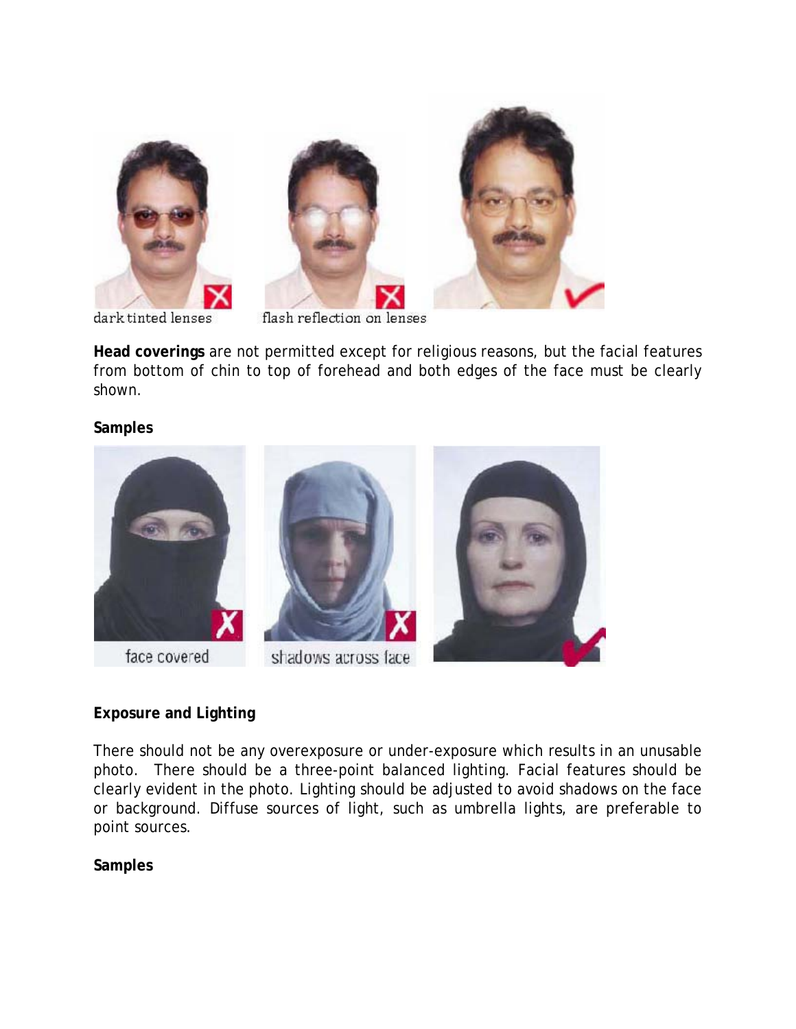dark tinted lenses

flash reflection on lenses

**Head coverings** are not permitted except for religious reasons, but the facial features from bottom of chin to top of forehead and both edges of the face must be clearly shown.

**Samples**

face covered

shadows across face

**Exposure and Lighting**

There should not be any overexposure or under-exposure which results in an unusable photo. There should be a three-point balanced lighting. Facial features should be clearly evident in the photo. Lighting should be adjusted to avoid shadows on the face or background. Diffuse sources of light, such as umbrella lights, are preferable to point sources.

**Samples**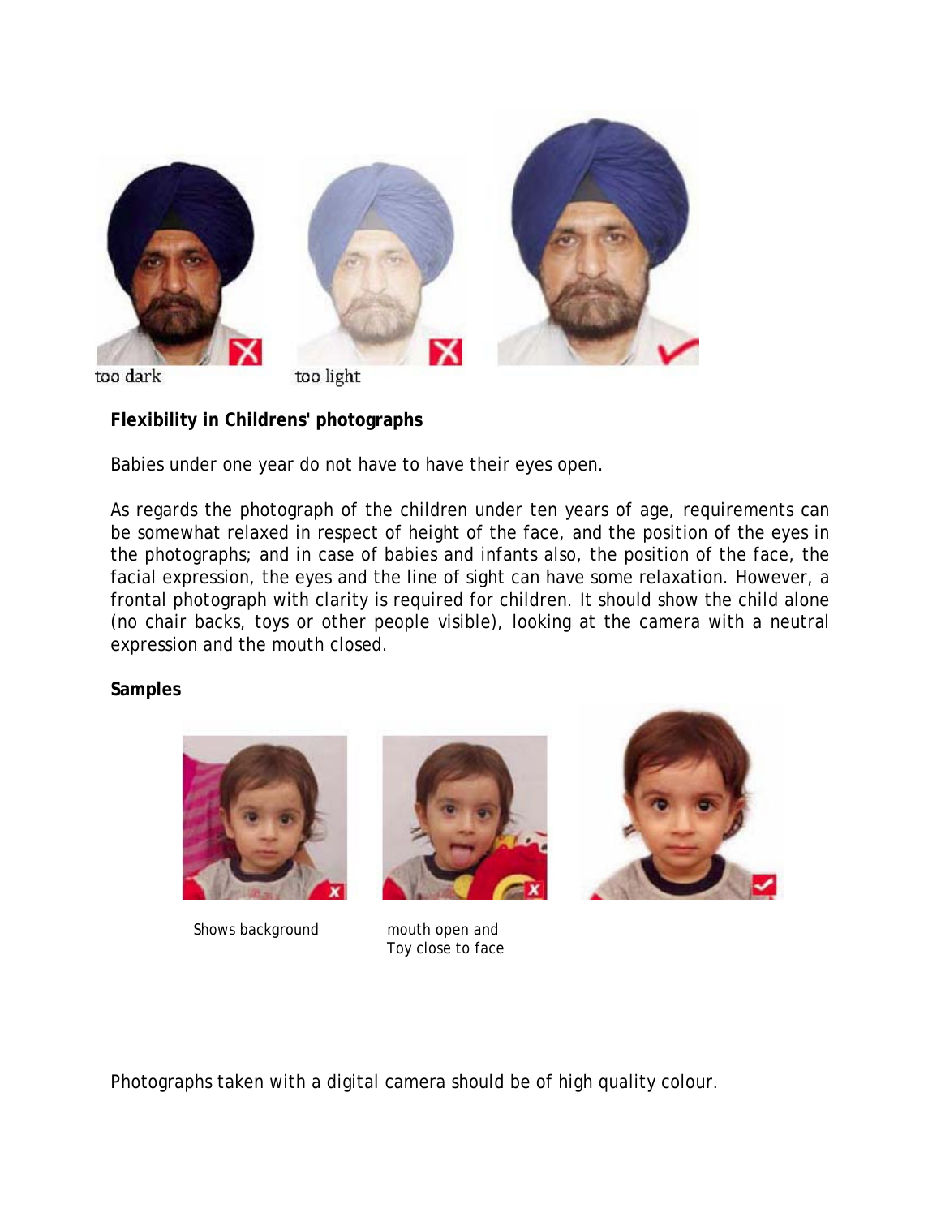too dark

too light

**Flexibility in Childrens' photographs**

Babies under one year do not have to have their eyes open.

As regards the photograph of the children under ten years of age, requirements can be somewhat relaxed in respect of height of the face, and the position of the eyes in the photographs; and in case of babies and infants also, the position of the face, the facial expression, the eyes and the line of sight can have some relaxation. However, a frontal photograph with clarity is required for children. It should show the child alone (no chair backs, toys or other people visible), looking at the camera with a neutral expression and the mouth closed.

**Samples**

Shows background

mouth open and
Toy close to face

Photographs taken with a digital camera should be of high quality colour.